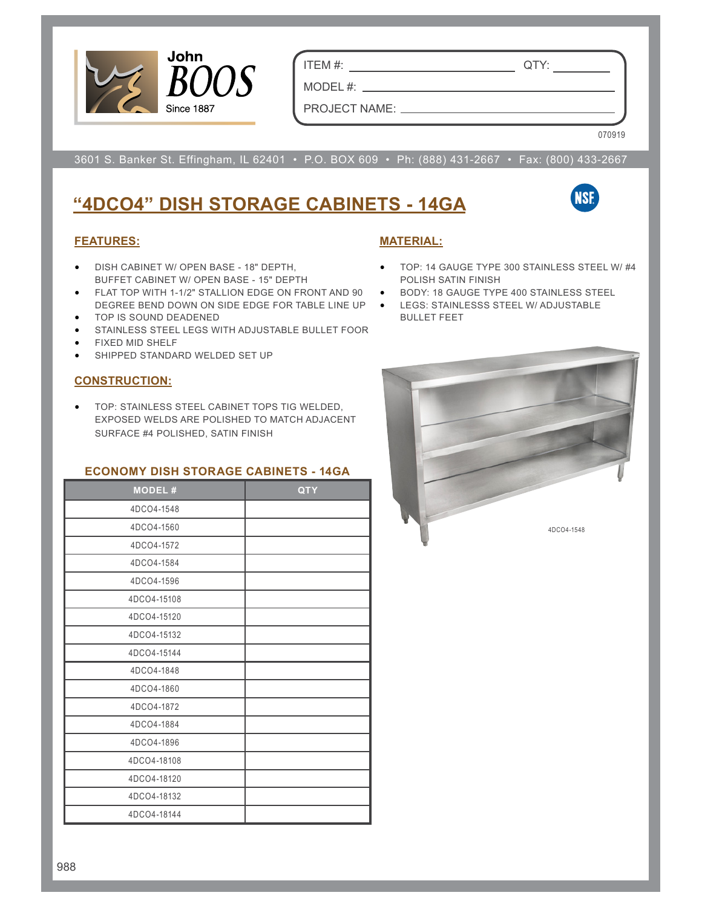John BOOS
Since 1887

ITEM #: ____________ QTY: ________

MODEL #: ____________

PROJECT NAME: ____________

070919

3601 S. Banker St. Effingham, IL 62401 • P.O. BOX 609 • Ph: (888) 431-2667 • Fax: (800) 433-2667

# "4DCO4" DISH STORAGE CABINETS - 14GA

## FEATURES:

- DISH CABINET W/ OPEN BASE - 18" DEPTH, BUFFET CABINET W/ OPEN BASE - 15" DEPTH
- FLAT TOP WITH 1-1/2" STALLION EDGE ON FRONT AND 90 DEGREE BEND DOWN ON SIDE EDGE FOR TABLE LINE UP
- TOP IS SOUND DEADENED
- STAINLESS STEEL LEGS WITH ADJUSTABLE BULLET FOOR
- FIXED MID SHELF
- SHIPPED STANDARD WELDED SET UP

## CONSTRUCTION:

- TOP: STAINLESS STEEL CABINET TOPS TIG WELDED, EXPOSED WELDS ARE POLISHED TO MATCH ADJACENT SURFACE #4 POLISHED, SATIN FINISH

## MATERIAL:

- TOP: 14 GAUGE TYPE 300 STAINLESS STEEL W/ #4 POLISH SATIN FINISH
- BODY: 18 GAUGE TYPE 400 STAINLESS STEEL
- LEGS: STAINLESSS STEEL W/ ADJUSTABLE BULLET FEET

4DCO4-1548

### ECONOMY DISH STORAGE CABINETS - 14GA

| MODEL # | QTY |
|---|---|
| 4DCO4-1548 | |
| 4DCO4-1560 | |
| 4DCO4-1572 | |
| 4DCO4-1584 | |
| 4DCO4-1596 | |
| 4DCO4-15108 | |
| 4DCO4-15120 | |
| 4DCO4-15132 | |
| 4DCO4-15144 | |
| 4DCO4-1848 | |
| 4DCO4-1860 | |
| 4DCO4-1872 | |
| 4DCO4-1884 | |
| 4DCO4-1896 | |
| 4DCO4-18108 | |
| 4DCO4-18120 | |
| 4DCO4-18132 | |
| 4DCO4-18144 | |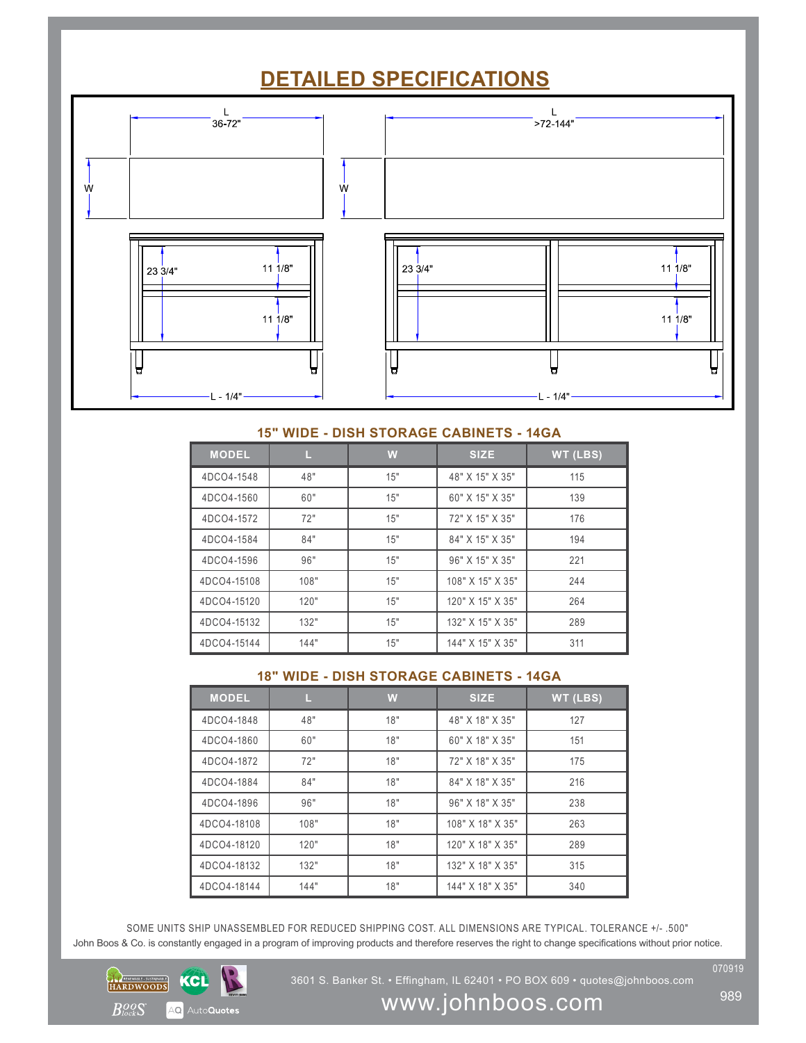# DETAILED SPECIFICATIONS

L
36-72"

W

23 3/4"

11 1/8"

11 1/8"

L - 1/4"

L
>72-144"

W

23 3/4"

11 1/8"

11 1/8"

L - 1/4"

### 15" WIDE - DISH STORAGE CABINETS - 14GA

| MODEL | L | W | SIZE | WT (LBS) |
|---|---|---|---|---|
| 4DCO4-1548 | 48" | 15" | 48" X 15" X 35" | 115 |
| 4DCO4-1560 | 60" | 15" | 60" X 15" X 35" | 139 |
| 4DCO4-1572 | 72" | 15" | 72" X 15" X 35" | 176 |
| 4DCO4-1584 | 84" | 15" | 84" X 15" X 35" | 194 |
| 4DCO4-1596 | 96" | 15" | 96" X 15" X 35" | 221 |
| 4DCO4-15108 | 108" | 15" | 108" X 15" X 35" | 244 |
| 4DCO4-15120 | 120" | 15" | 120" X 15" X 35" | 264 |
| 4DCO4-15132 | 132" | 15" | 132" X 15" X 35" | 289 |
| 4DCO4-15144 | 144" | 15" | 144" X 15" X 35" | 311 |

### 18" WIDE - DISH STORAGE CABINETS - 14GA

| MODEL | L | W | SIZE | WT (LBS) |
|---|---|---|---|---|
| 4DCO4-1848 | 48" | 18" | 48" X 18" X 35" | 127 |
| 4DCO4-1860 | 60" | 18" | 60" X 18" X 35" | 151 |
| 4DCO4-1872 | 72" | 18" | 72" X 18" X 35" | 175 |
| 4DCO4-1884 | 84" | 18" | 84" X 18" X 35" | 216 |
| 4DCO4-1896 | 96" | 18" | 96" X 18" X 35" | 238 |
| 4DCO4-18108 | 108" | 18" | 108" X 18" X 35" | 263 |
| 4DCO4-18120 | 120" | 18" | 120" X 18" X 35" | 289 |
| 4DCO4-18132 | 132" | 18" | 132" X 18" X 35" | 315 |
| 4DCO4-18144 | 144" | 18" | 144" X 18" X 35" | 340 |

SOME UNITS SHIP UNASSEMBLED FOR REDUCED SHIPPING COST. ALL DIMENSIONS ARE TYPICAL. TOLERANCE +/- .500"

John Boos & Co. is constantly engaged in a program of improving products and therefore reserves the right to change specifications without prior notice.

3601 S. Banker St. • Effingham, IL 62401 • PO BOX 609 • quotes@johnboos.com

www.johnboos.com

070919